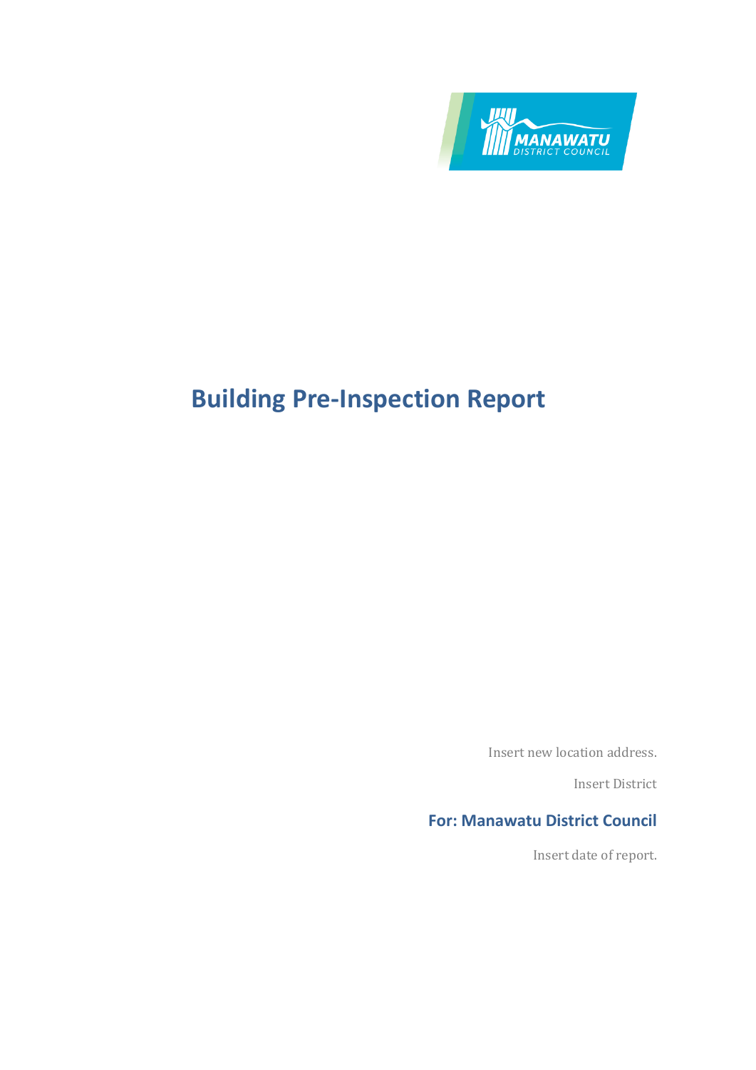# Building Pre-Inspection Report

Insert new location address.

Insert District

**For: Manawatu District Council**

Insert date of report.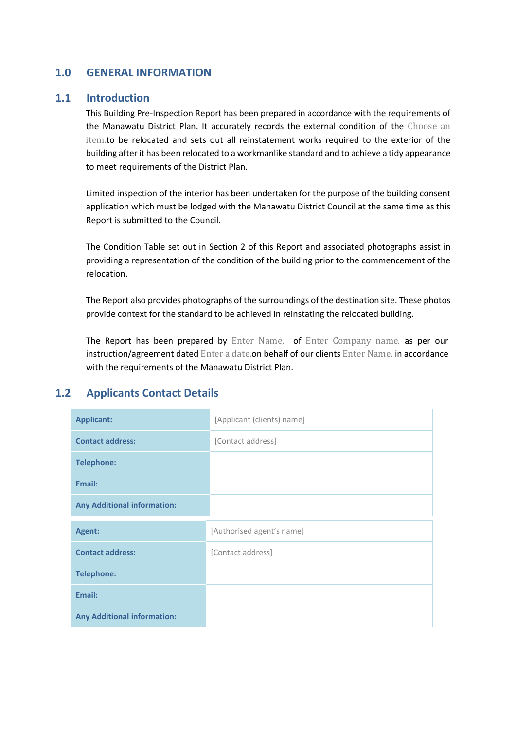# 1.0 GENERAL INFORMATION

## 1.1 Introduction

This Building Pre-Inspection Report has been prepared in accordance with the requirements of the Manawatu District Plan. It accurately records the external condition of the Choose an item.to be relocated and sets out all reinstatement works required to the exterior of the building after it has been relocated to a workmanlike standard and to achieve a tidy appearance to meet requirements of the District Plan.

Limited inspection of the interior has been undertaken for the purpose of the building consent application which must be lodged with the Manawatu District Council at the same time as this Report is submitted to the Council.

The Condition Table set out in Section 2 of this Report and associated photographs assist in providing a representation of the condition of the building prior to the commencement of the relocation.

The Report also provides photographs of the surroundings of the destination site. These photos provide context for the standard to be achieved in reinstating the relocated building.

The Report has been prepared by Enter Name. of Enter Company name. as per our instruction/agreement dated Enter a date.on behalf of our clients Enter Name. in accordance with the requirements of the Manawatu District Plan.

## 1.2 Applicants Contact Details

| **Applicant:** | [Applicant (clients) name] |
|---|---|
| **Contact address:** | [Contact address] |
| **Telephone:** | |
| **Email:** | |
| **Any Additional information:** | |

| **Agent:** | [Authorised agent's name] |
|---|---|
| **Contact address:** | [Contact address] |
| **Telephone:** | |
| **Email:** | |
| **Any Additional information:** | |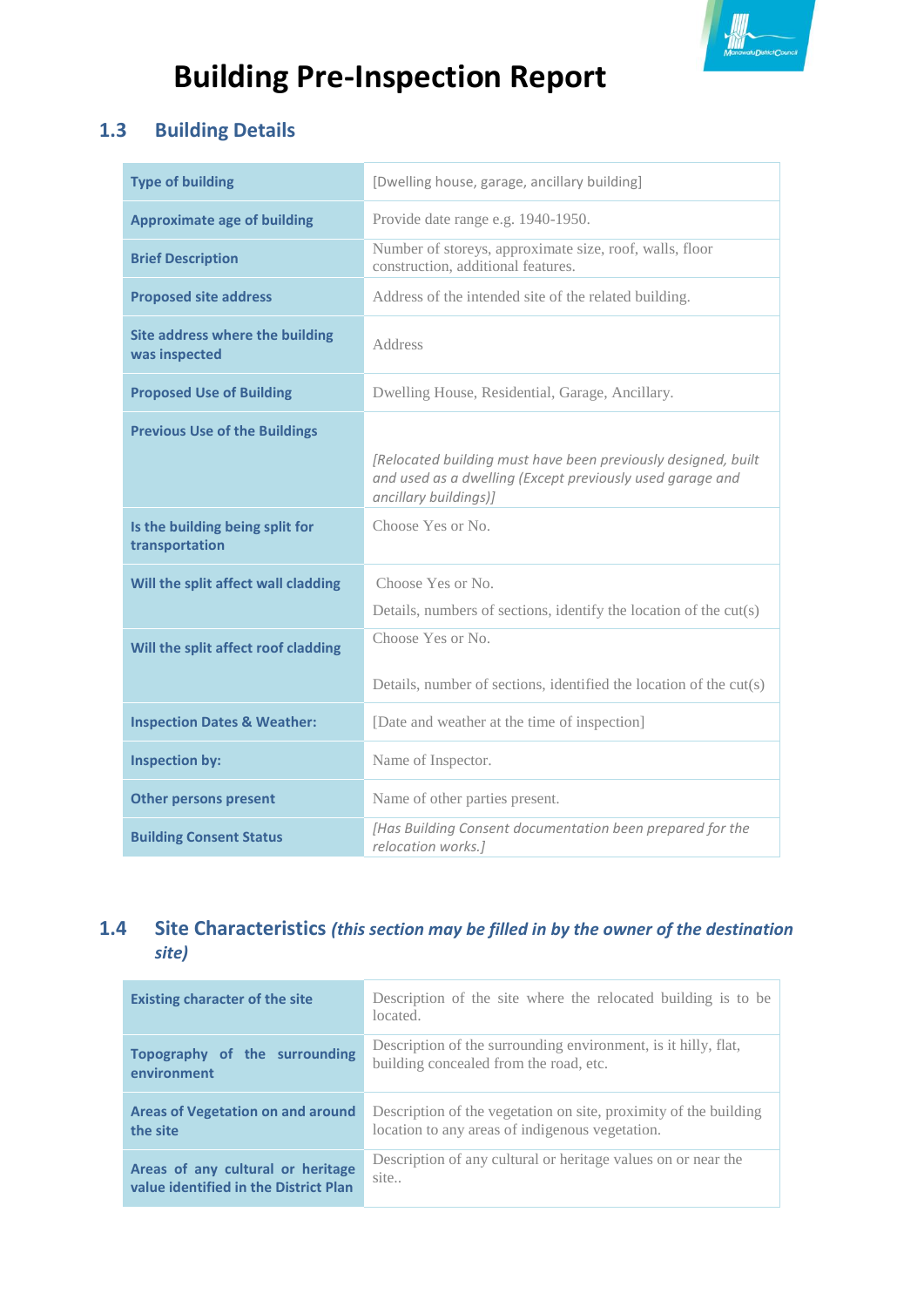# Building Pre-Inspection Report

## 1.3 Building Details

| | |
|---|---|
| **Type of building** | [Dwelling house, garage, ancillary building] |
| **Approximate age of building** | Provide date range e.g. 1940-1950. |
| **Brief Description** | Number of storeys, approximate size, roof, walls, floor construction, additional features. |
| **Proposed site address** | Address of the intended site of the related building. |
| **Site address where the building was inspected** | Address |
| **Proposed Use of Building** | Dwelling House, Residential, Garage, Ancillary. |
| **Previous Use of the Buildings** | *[Relocated building must have been previously designed, built and used as a dwelling (Except previously used garage and ancillary buildings)]* |
| **Is the building being split for transportation** | Choose Yes or No. |
| **Will the split affect wall cladding** | Choose Yes or No.<br>Details, numbers of sections, identify the location of the cut(s) |
| **Will the split affect roof cladding** | Choose Yes or No.<br>Details, number of sections, identified the location of the cut(s) |
| **Inspection Dates & Weather:** | [Date and weather at the time of inspection] |
| **Inspection by:** | Name of Inspector. |
| **Other persons present** | Name of other parties present. |
| **Building Consent Status** | *[Has Building Consent documentation been prepared for the relocation works.]* |

## 1.4 Site Characteristics *(this section may be filled in by the owner of the destination site)*

| | |
|---|---|
| **Existing character of the site** | Description of the site where the relocated building is to be located. |
| **Topography of the surrounding environment** | Description of the surrounding environment, is it hilly, flat, building concealed from the road, etc. |
| **Areas of Vegetation on and around the site** | Description of the vegetation on site, proximity of the building location to any areas of indigenous vegetation. |
| **Areas of any cultural or heritage value identified in the District Plan** | Description of any cultural or heritage values on or near the site.. |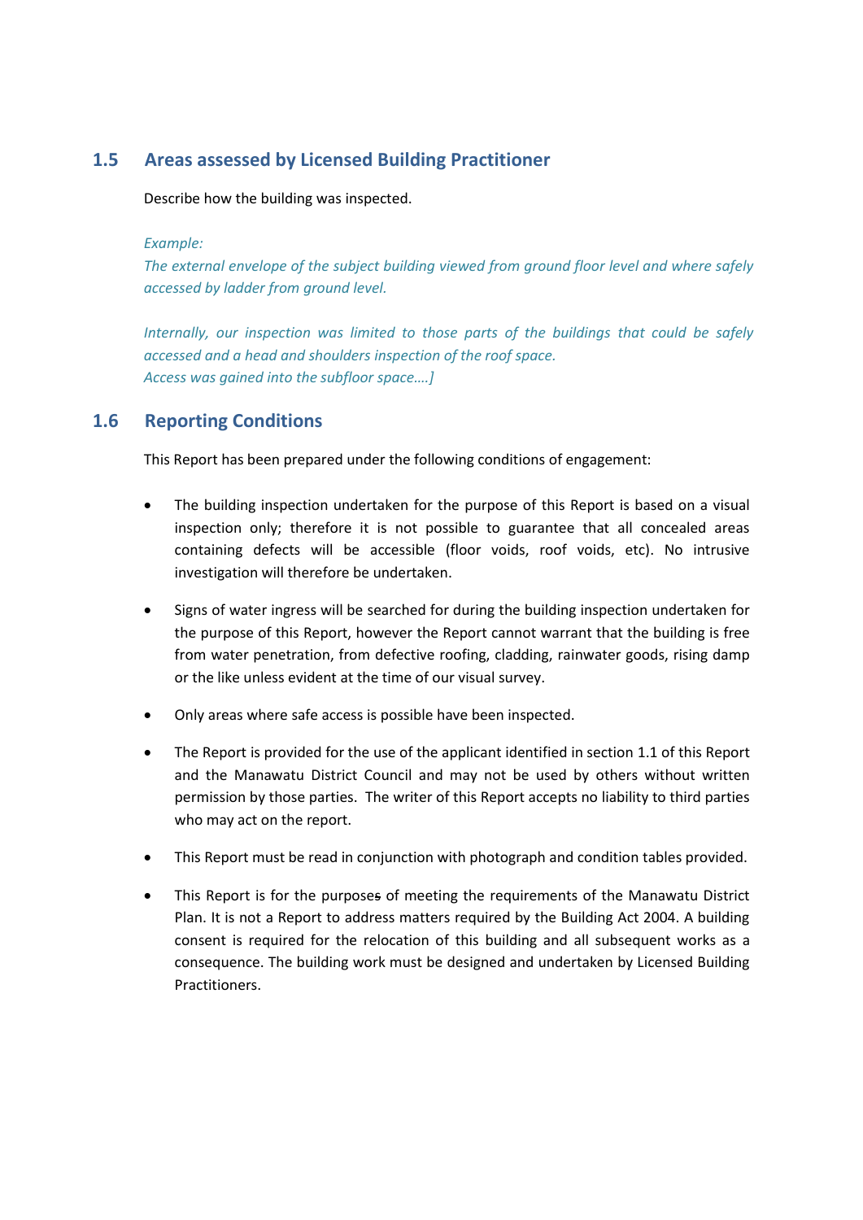## 1.5 Areas assessed by Licensed Building Practitioner

Describe how the building was inspected.

*Example:*
*The external envelope of the subject building viewed from ground floor level and where safely accessed by ladder from ground level.*

*Internally, our inspection was limited to those parts of the buildings that could be safely accessed and a head and shoulders inspection of the roof space.*
*Access was gained into the subfloor space….]*

## 1.6 Reporting Conditions

This Report has been prepared under the following conditions of engagement:

- The building inspection undertaken for the purpose of this Report is based on a visual inspection only; therefore it is not possible to guarantee that all concealed areas containing defects will be accessible (floor voids, roof voids, etc). No intrusive investigation will therefore be undertaken.
- Signs of water ingress will be searched for during the building inspection undertaken for the purpose of this Report, however the Report cannot warrant that the building is free from water penetration, from defective roofing, cladding, rainwater goods, rising damp or the like unless evident at the time of our visual survey.
- Only areas where safe access is possible have been inspected.
- The Report is provided for the use of the applicant identified in section 1.1 of this Report and the Manawatu District Council and may not be used by others without written permission by those parties. The writer of this Report accepts no liability to third parties who may act on the report.
- This Report must be read in conjunction with photograph and condition tables provided.
- This Report is for the purpose~~s~~ of meeting the requirements of the Manawatu District Plan. It is not a Report to address matters required by the Building Act 2004. A building consent is required for the relocation of this building and all subsequent works as a consequence. The building work must be designed and undertaken by Licensed Building Practitioners.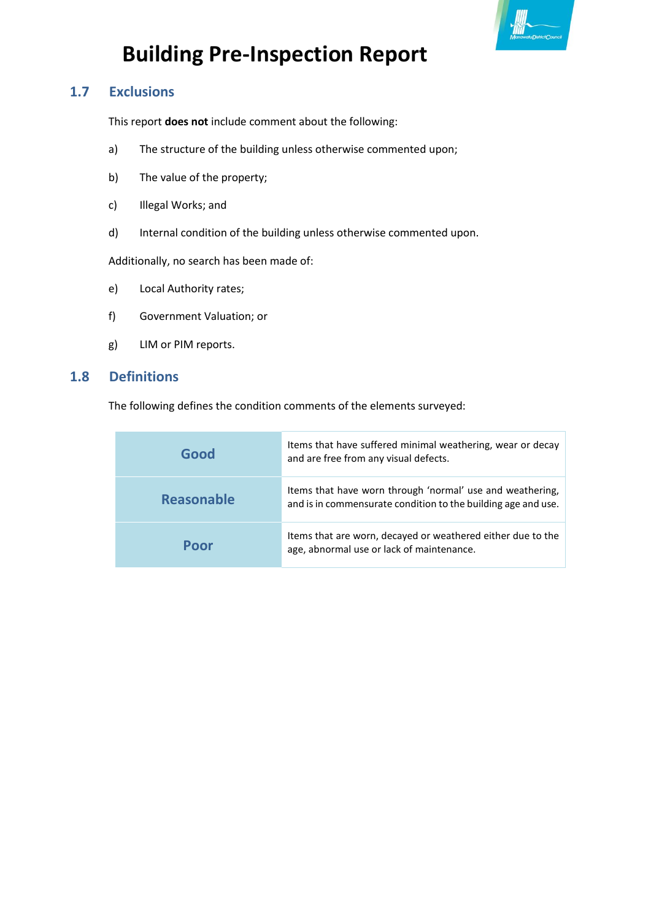# Building Pre-Inspection Report

## 1.7 Exclusions

This report **does not** include comment about the following:

a) The structure of the building unless otherwise commented upon;

b) The value of the property;

c) Illegal Works; and

d) Internal condition of the building unless otherwise commented upon.

Additionally, no search has been made of:

e) Local Authority rates;

f) Government Valuation; or

g) LIM or PIM reports.

## 1.8 Definitions

The following defines the condition comments of the elements surveyed:

| | |
|---|---|
| **Good** | Items that have suffered minimal weathering, wear or decay and are free from any visual defects. |
| **Reasonable** | Items that have worn through 'normal' use and weathering, and is in commensurate condition to the building age and use. |
| **Poor** | Items that are worn, decayed or weathered either due to the age, abnormal use or lack of maintenance. |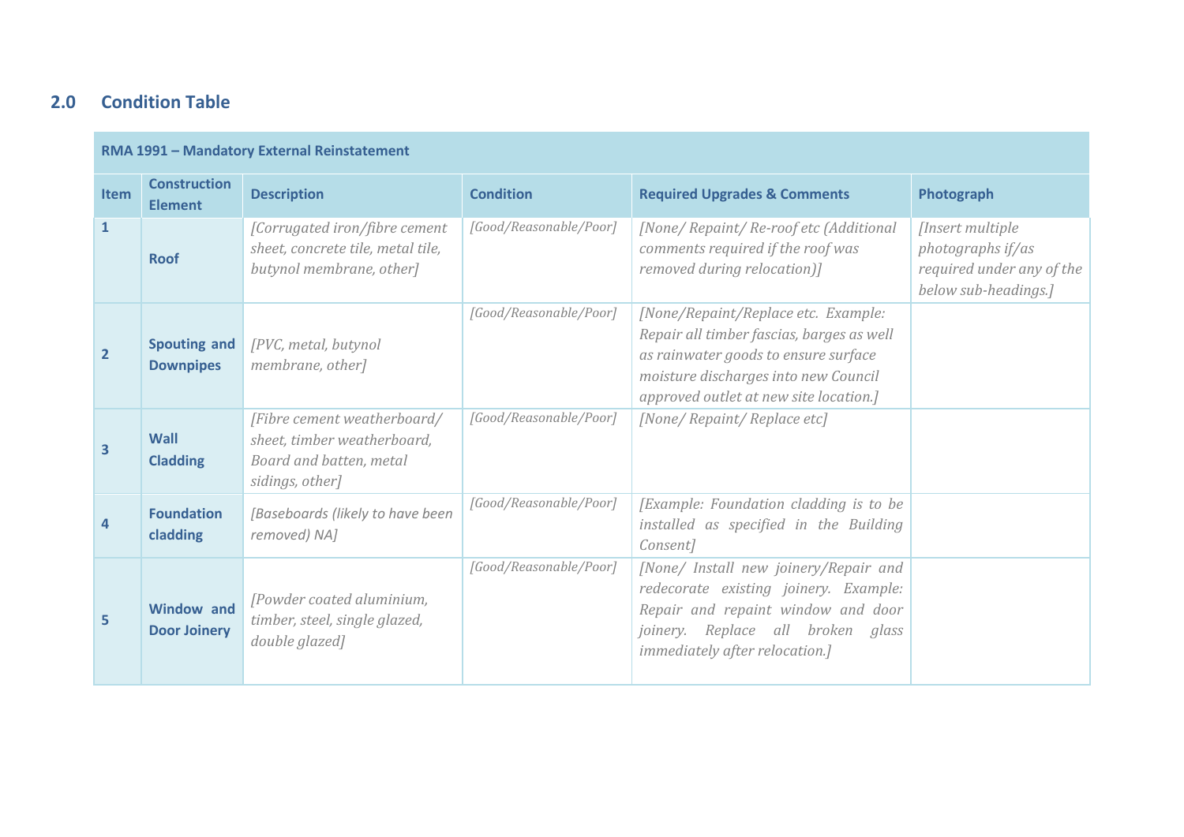## 2.0 Condition Table

| RMA 1991 – Mandatory External Reinstatement | | | | | |
|---|---|---|---|---|---|
| **Item** | **Construction Element** | **Description** | **Condition** | **Required Upgrades & Comments** | **Photograph** |
| **1** | **Roof** | *[Corrugated iron/fibre cement sheet, concrete tile, metal tile, butynol membrane, other]* | *[Good/Reasonable/Poor]* | *[None/ Repaint/ Re-roof etc (Additional comments required if the roof was removed during relocation)]* | *[Insert multiple photographs if/as required under any of the below sub-headings.]* |
| **2** | **Spouting and Downpipes** | *[PVC, metal, butynol membrane, other]* | *[Good/Reasonable/Poor]* | *[None/Repaint/Replace etc. Example: Repair all timber fascias, barges as well as rainwater goods to ensure surface moisture discharges into new Council approved outlet at new site location.]* | |
| **3** | **Wall Cladding** | *[Fibre cement weatherboard/ sheet, timber weatherboard, Board and batten, metal sidings, other]* | *[Good/Reasonable/Poor]* | *[None/ Repaint/ Replace etc]* | |
| **4** | **Foundation cladding** | *[Baseboards (likely to have been removed) NA]* | *[Good/Reasonable/Poor]* | *[Example: Foundation cladding is to be installed as specified in the Building Consent]* | |
| **5** | **Window and Door Joinery** | *[Powder coated aluminium, timber, steel, single glazed, double glazed]* | *[Good/Reasonable/Poor]* | *[None/ Install new joinery/Repair and redecorate existing joinery. Example: Repair and repaint window and door joinery. Replace all broken glass immediately after relocation.]* | |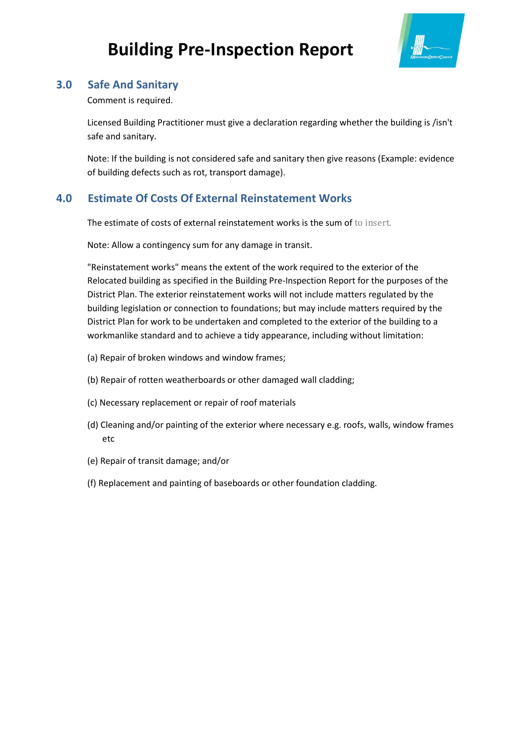# Building Pre-Inspection Report

## 3.0 Safe And Sanitary

Comment is required.

Licensed Building Practitioner must give a declaration regarding whether the building is /isn't safe and sanitary.

Note: If the building is not considered safe and sanitary then give reasons (Example: evidence of building defects such as rot, transport damage).

## 4.0 Estimate Of Costs Of External Reinstatement Works

The estimate of costs of external reinstatement works is the sum of to insert.

Note: Allow a contingency sum for any damage in transit.

"Reinstatement works" means the extent of the work required to the exterior of the Relocated building as specified in the Building Pre-Inspection Report for the purposes of the District Plan. The exterior reinstatement works will not include matters regulated by the building legislation or connection to foundations; but may include matters required by the District Plan for work to be undertaken and completed to the exterior of the building to a workmanlike standard and to achieve a tidy appearance, including without limitation:

(a) Repair of broken windows and window frames;

(b) Repair of rotten weatherboards or other damaged wall cladding;

(c) Necessary replacement or repair of roof materials

(d) Cleaning and/or painting of the exterior where necessary e.g. roofs, walls, window frames etc

(e) Repair of transit damage; and/or

(f) Replacement and painting of baseboards or other foundation cladding.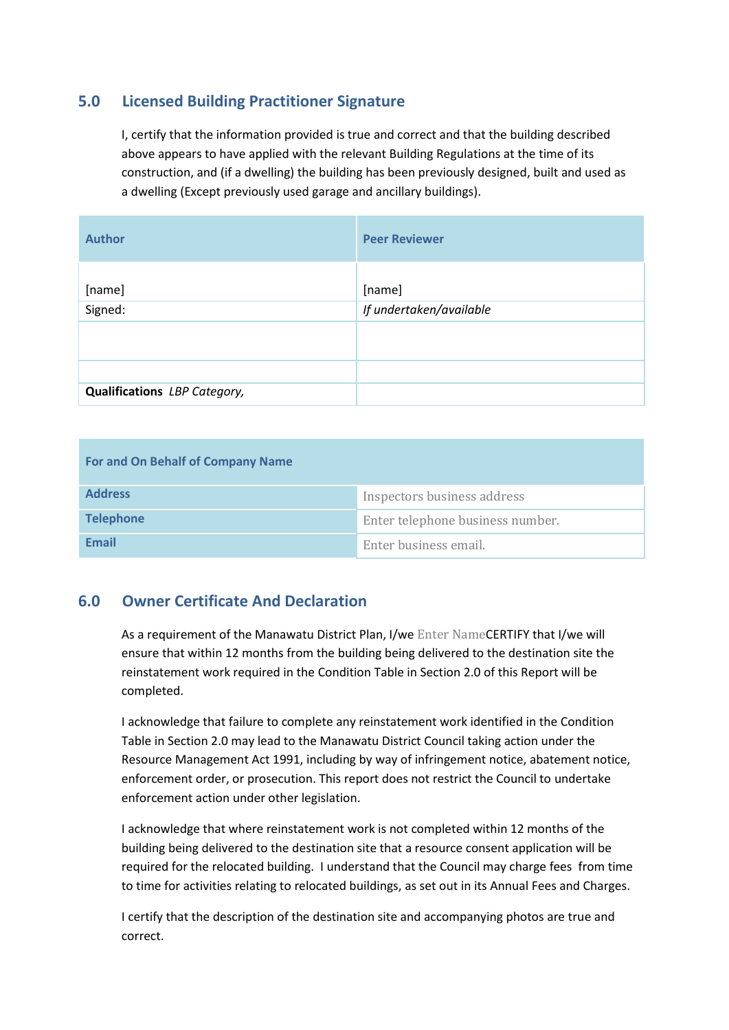## 5.0 Licensed Building Practitioner Signature

I, certify that the information provided is true and correct and that the building described above appears to have applied with the relevant Building Regulations at the time of its construction, and (if a dwelling) the building has been previously designed, built and used as a dwelling (Except previously used garage and ancillary buildings).

| **Author** | **Peer Reviewer** |
|---|---|
| [name] | [name] |
| Signed: | *If undertaken/available* |
| | |
| | |
| **Qualifications** *LBP Category,* | |

| **For and On Behalf of Company Name** | |
|---|---|
| **Address** | Inspectors business address |
| **Telephone** | Enter telephone business number. |
| **Email** | Enter business email. |

## 6.0 Owner Certificate And Declaration

As a requirement of the Manawatu District Plan, I/we Enter NameCERTIFY that I/we will ensure that within 12 months from the building being delivered to the destination site the reinstatement work required in the Condition Table in Section 2.0 of this Report will be completed.

I acknowledge that failure to complete any reinstatement work identified in the Condition Table in Section 2.0 may lead to the Manawatu District Council taking action under the Resource Management Act 1991, including by way of infringement notice, abatement notice, enforcement order, or prosecution. This report does not restrict the Council to undertake enforcement action under other legislation.

I acknowledge that where reinstatement work is not completed within 12 months of the building being delivered to the destination site that a resource consent application will be required for the relocated building. I understand that the Council may charge fees from time to time for activities relating to relocated buildings, as set out in its Annual Fees and Charges.

I certify that the description of the destination site and accompanying photos are true and correct.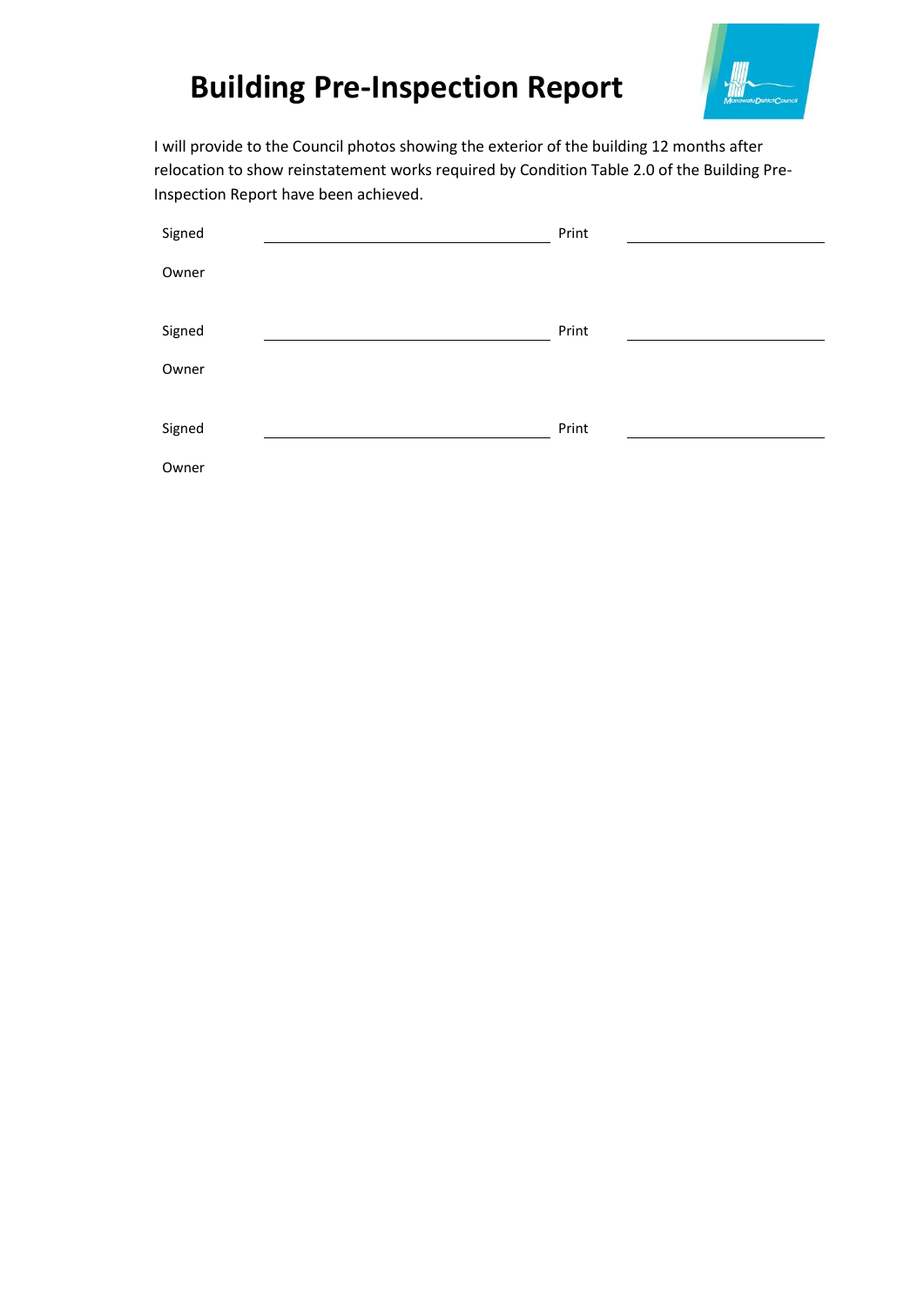# Building Pre-Inspection Report

I will provide to the Council photos showing the exterior of the building 12 months after relocation to show reinstatement works required by Condition Table 2.0 of the Building Pre-Inspection Report have been achieved.

| | | | |
|---|---|---|---|
| Signed | ______________________________ | Print | ______________________ |
| Owner | | | |
| Signed | ______________________________ | Print | ______________________ |
| Owner | | | |
| Signed | ______________________________ | Print | ______________________ |
| Owner | | | |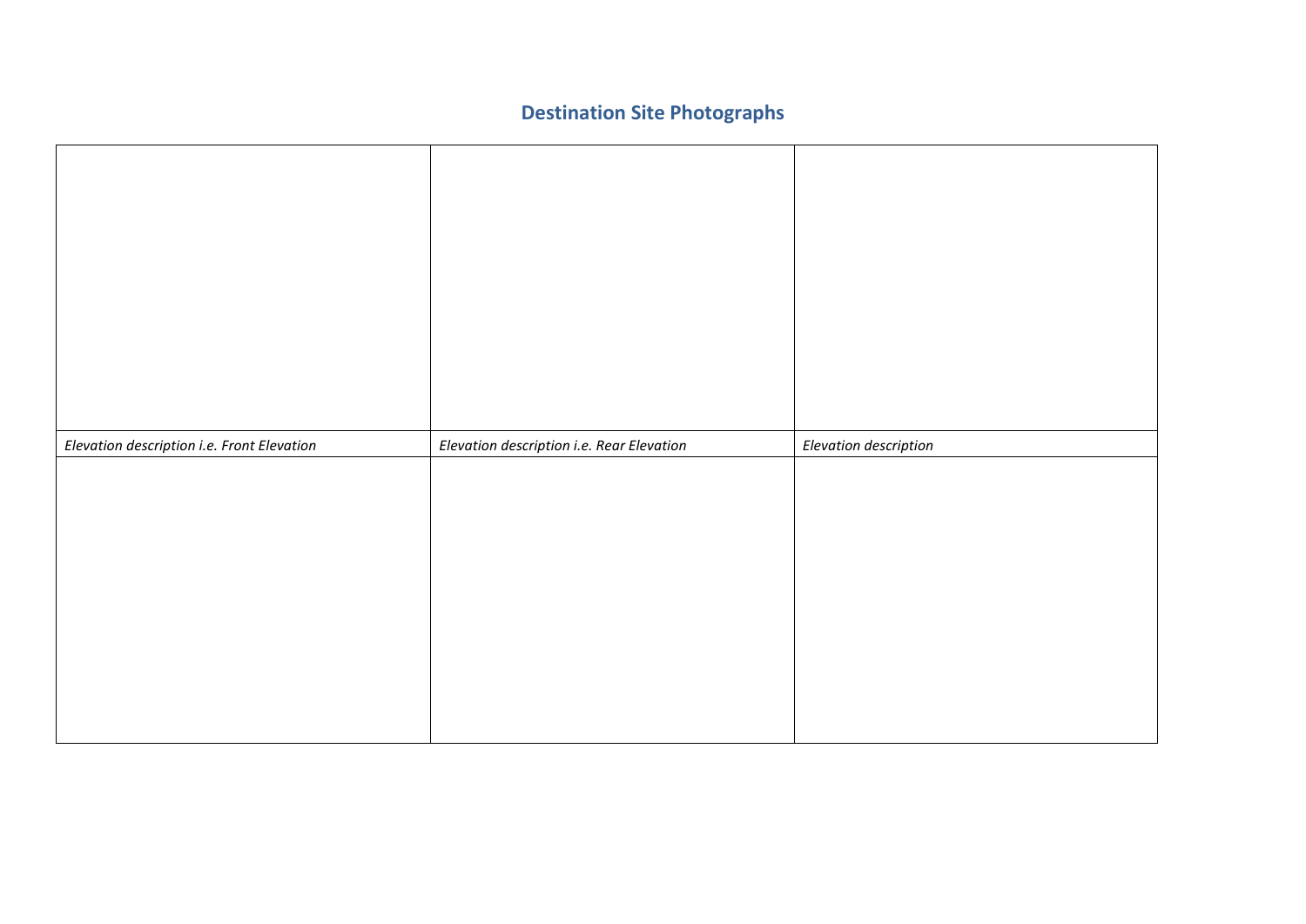## Destination Site Photographs

| | | |
|---|---|---|
| | | |
| *Elevation description i.e. Front Elevation* | *Elevation description i.e. Rear Elevation* | *Elevation description* |
| | | |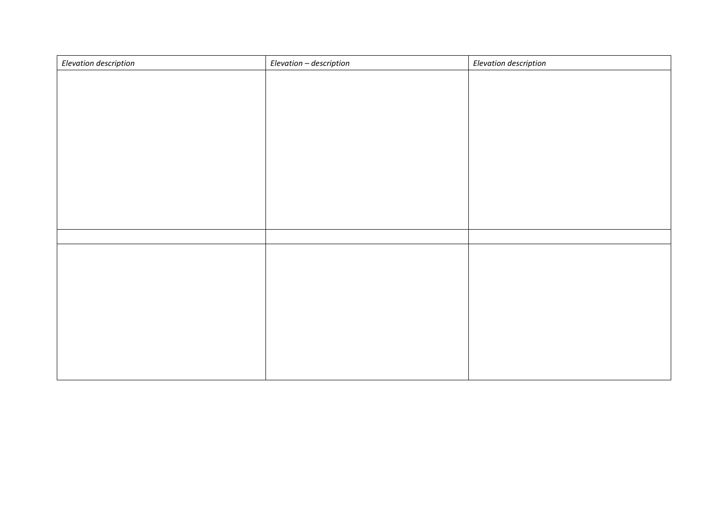| *Elevation description* | *Elevation – description* | *Elevation description* |
|---|---|---|
| | | |
| | | |
| | | |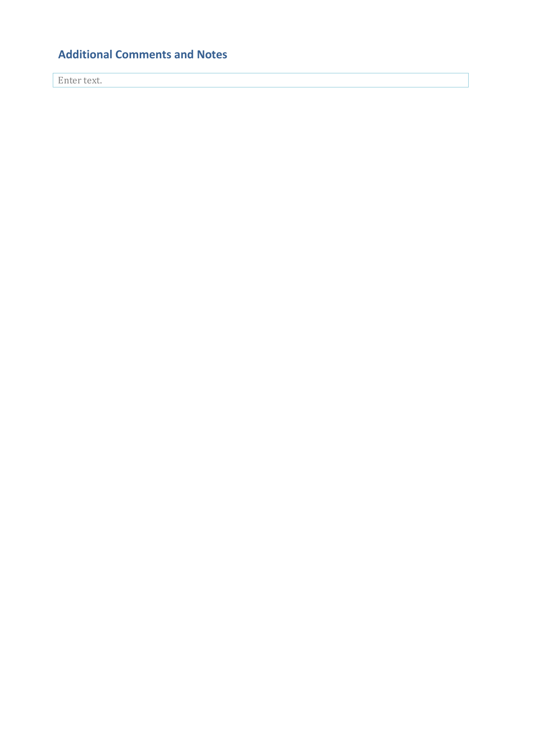## Additional Comments and Notes

Enter text.